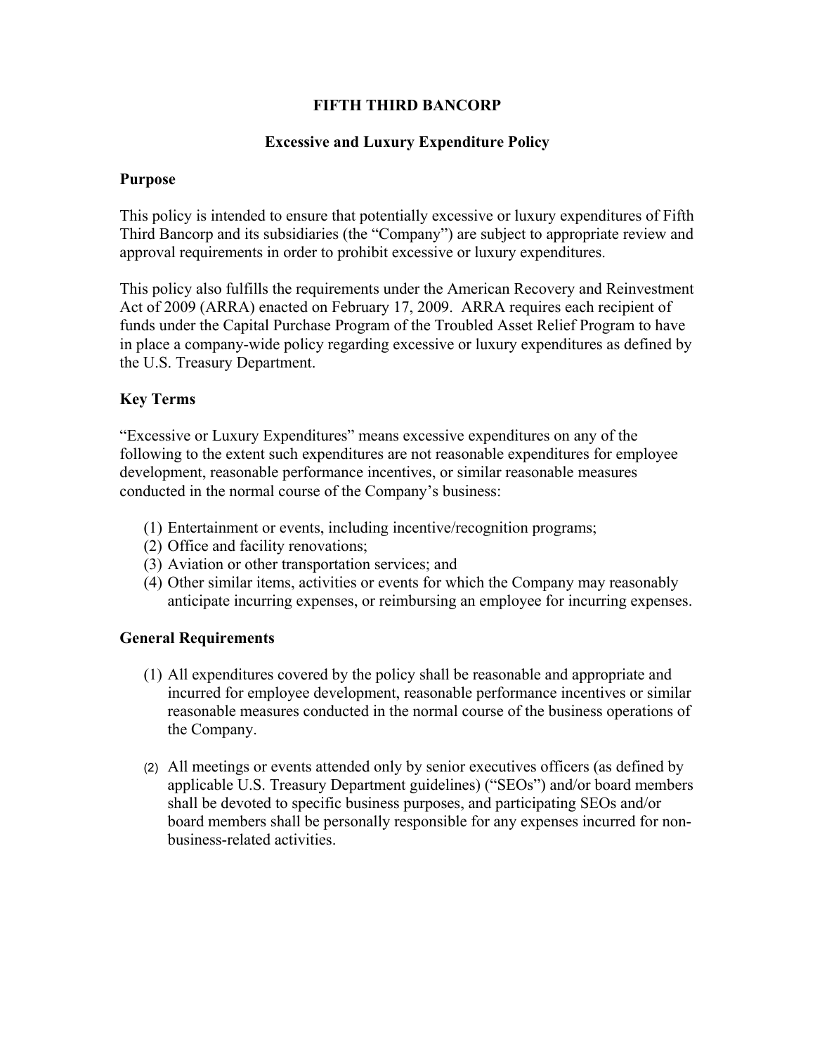# FIFTH THIRD BANCORP

## Excessive and Luxury Expenditure Policy

### Purpose

This policy is intended to ensure that potentially excessive or luxury expenditures of Fifth Third Bancorp and its subsidiaries (the "Company") are subject to appropriate review and approval requirements in order to prohibit excessive or luxury expenditures.

This policy also fulfills the requirements under the American Recovery and Reinvestment Act of 2009 (ARRA) enacted on February 17, 2009. ARRA requires each recipient of funds under the Capital Purchase Program of the Troubled Asset Relief Program to have in place a company-wide policy regarding excessive or luxury expenditures as defined by the U.S. Treasury Department.

### Key Terms

"Excessive or Luxury Expenditures" means excessive expenditures on any of the following to the extent such expenditures are not reasonable expenditures for employee development, reasonable performance incentives, or similar reasonable measures conducted in the normal course of the Company's business:

(1) Entertainment or events, including incentive/recognition programs;
(2) Office and facility renovations;
(3) Aviation or other transportation services; and
(4) Other similar items, activities or events for which the Company may reasonably anticipate incurring expenses, or reimbursing an employee for incurring expenses.

### General Requirements

(1) All expenditures covered by the policy shall be reasonable and appropriate and incurred for employee development, reasonable performance incentives or similar reasonable measures conducted in the normal course of the business operations of the Company.

(2) All meetings or events attended only by senior executives officers (as defined by applicable U.S. Treasury Department guidelines) ("SEOs") and/or board members shall be devoted to specific business purposes, and participating SEOs and/or board members shall be personally responsible for any expenses incurred for non-business-related activities.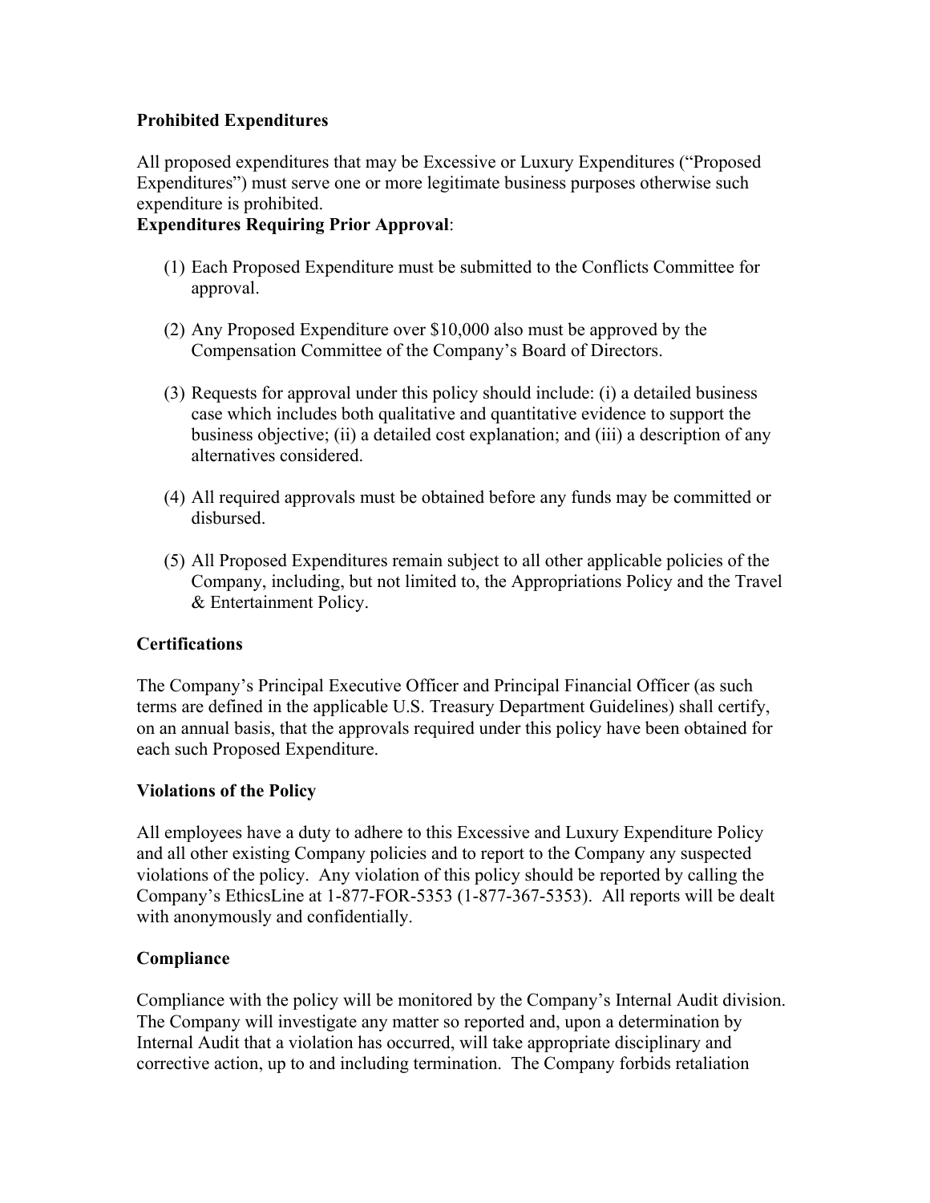**Prohibited Expenditures**

All proposed expenditures that may be Excessive or Luxury Expenditures ("Proposed Expenditures") must serve one or more legitimate business purposes otherwise such expenditure is prohibited.

**Expenditures Requiring Prior Approval**:

(1) Each Proposed Expenditure must be submitted to the Conflicts Committee for approval.

(2) Any Proposed Expenditure over $10,000 also must be approved by the Compensation Committee of the Company's Board of Directors.

(3) Requests for approval under this policy should include: (i) a detailed business case which includes both qualitative and quantitative evidence to support the business objective; (ii) a detailed cost explanation; and (iii) a description of any alternatives considered.

(4) All required approvals must be obtained before any funds may be committed or disbursed.

(5) All Proposed Expenditures remain subject to all other applicable policies of the Company, including, but not limited to, the Appropriations Policy and the Travel & Entertainment Policy.

**Certifications**

The Company's Principal Executive Officer and Principal Financial Officer (as such terms are defined in the applicable U.S. Treasury Department Guidelines) shall certify, on an annual basis, that the approvals required under this policy have been obtained for each such Proposed Expenditure.

**Violations of the Policy**

All employees have a duty to adhere to this Excessive and Luxury Expenditure Policy and all other existing Company policies and to report to the Company any suspected violations of the policy. Any violation of this policy should be reported by calling the Company's EthicsLine at 1-877-FOR-5353 (1-877-367-5353). All reports will be dealt with anonymously and confidentially.

**Compliance**

Compliance with the policy will be monitored by the Company's Internal Audit division. The Company will investigate any matter so reported and, upon a determination by Internal Audit that a violation has occurred, will take appropriate disciplinary and corrective action, up to and including termination. The Company forbids retaliation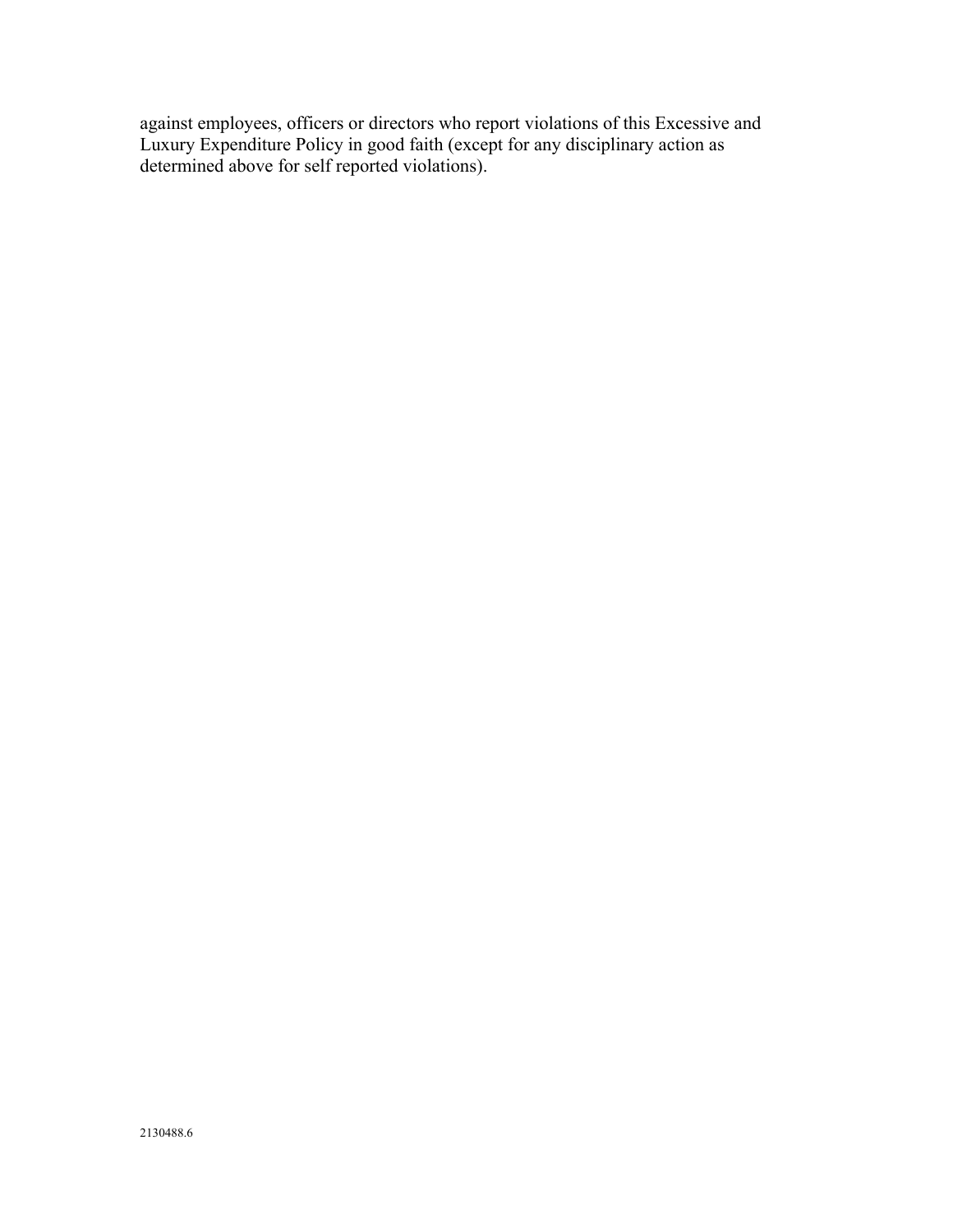against employees, officers or directors who report violations of this Excessive and Luxury Expenditure Policy in good faith (except for any disciplinary action as determined above for self reported violations).

2130488.6